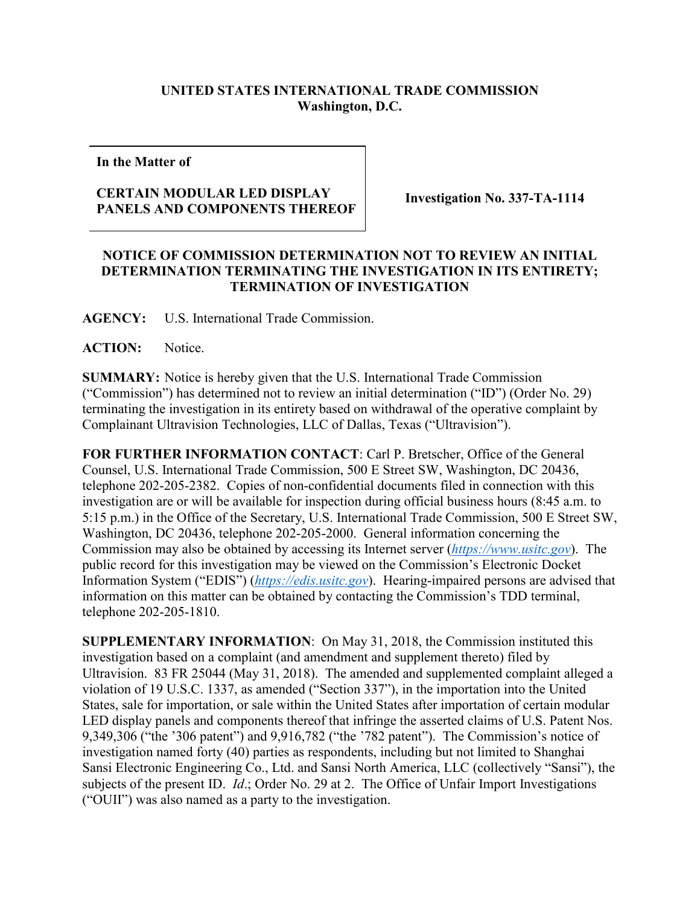**UNITED STATES INTERNATIONAL TRADE COMMISSION**
**Washington, D.C.**

| **In the Matter of**<br><br>**CERTAIN MODULAR LED DISPLAY PANELS AND COMPONENTS THEREOF** | **Investigation No. 337-TA-1114** |
|---|---|

**NOTICE OF COMMISSION DETERMINATION NOT TO REVIEW AN INITIAL DETERMINATION TERMINATING THE INVESTIGATION IN ITS ENTIRETY; TERMINATION OF INVESTIGATION**

**AGENCY:** U.S. International Trade Commission.

**ACTION:** Notice.

**SUMMARY:** Notice is hereby given that the U.S. International Trade Commission ("Commission") has determined not to review an initial determination ("ID") (Order No. 29) terminating the investigation in its entirety based on withdrawal of the operative complaint by Complainant Ultravision Technologies, LLC of Dallas, Texas ("Ultravision").

**FOR FURTHER INFORMATION CONTACT**: Carl P. Bretscher, Office of the General Counsel, U.S. International Trade Commission, 500 E Street SW, Washington, DC 20436, telephone 202-205-2382. Copies of non-confidential documents filed in connection with this investigation are or will be available for inspection during official business hours (8:45 a.m. to 5:15 p.m.) in the Office of the Secretary, U.S. International Trade Commission, 500 E Street SW, Washington, DC 20436, telephone 202-205-2000. General information concerning the Commission may also be obtained by accessing its Internet server (*https://www.usitc.gov*). The public record for this investigation may be viewed on the Commission's Electronic Docket Information System ("EDIS") (*https://edis.usitc.gov*). Hearing-impaired persons are advised that information on this matter can be obtained by contacting the Commission's TDD terminal, telephone 202-205-1810.

**SUPPLEMENTARY INFORMATION**: On May 31, 2018, the Commission instituted this investigation based on a complaint (and amendment and supplement thereto) filed by Ultravision. 83 FR 25044 (May 31, 2018). The amended and supplemented complaint alleged a violation of 19 U.S.C. 1337, as amended ("Section 337"), in the importation into the United States, sale for importation, or sale within the United States after importation of certain modular LED display panels and components thereof that infringe the asserted claims of U.S. Patent Nos. 9,349,306 ("the '306 patent") and 9,916,782 ("the '782 patent"). The Commission's notice of investigation named forty (40) parties as respondents, including but not limited to Shanghai Sansi Electronic Engineering Co., Ltd. and Sansi North America, LLC (collectively "Sansi"), the subjects of the present ID. *Id*.; Order No. 29 at 2. The Office of Unfair Import Investigations ("OUII") was also named as a party to the investigation.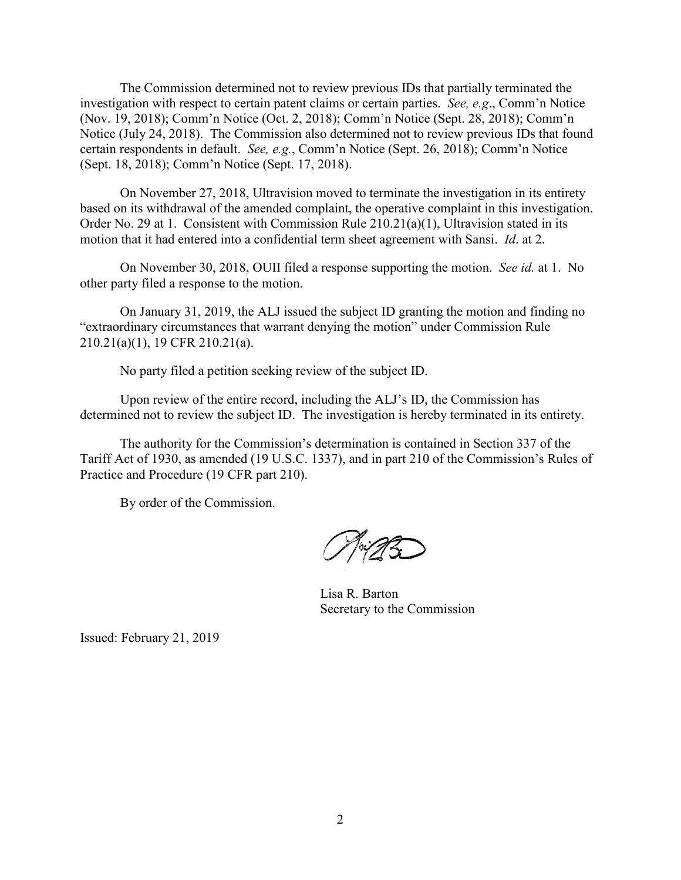The Commission determined not to review previous IDs that partially terminated the investigation with respect to certain patent claims or certain parties. *See, e.g*., Comm'n Notice (Nov. 19, 2018); Comm'n Notice (Oct. 2, 2018); Comm'n Notice (Sept. 28, 2018); Comm'n Notice (July 24, 2018). The Commission also determined not to review previous IDs that found certain respondents in default. *See, e.g.*, Comm'n Notice (Sept. 26, 2018); Comm'n Notice (Sept. 18, 2018); Comm'n Notice (Sept. 17, 2018).

On November 27, 2018, Ultravision moved to terminate the investigation in its entirety based on its withdrawal of the amended complaint, the operative complaint in this investigation. Order No. 29 at 1. Consistent with Commission Rule 210.21(a)(1), Ultravision stated in its motion that it had entered into a confidential term sheet agreement with Sansi. *Id*. at 2.

On November 30, 2018, OUII filed a response supporting the motion. *See id.* at 1. No other party filed a response to the motion.

On January 31, 2019, the ALJ issued the subject ID granting the motion and finding no "extraordinary circumstances that warrant denying the motion" under Commission Rule 210.21(a)(1), 19 CFR 210.21(a).

No party filed a petition seeking review of the subject ID.

Upon review of the entire record, including the ALJ's ID, the Commission has determined not to review the subject ID. The investigation is hereby terminated in its entirety.

The authority for the Commission's determination is contained in Section 337 of the Tariff Act of 1930, as amended (19 U.S.C. 1337), and in part 210 of the Commission's Rules of Practice and Procedure (19 CFR part 210).

By order of the Commission.

Lisa R. Barton
Secretary to the Commission

Issued: February 21, 2019